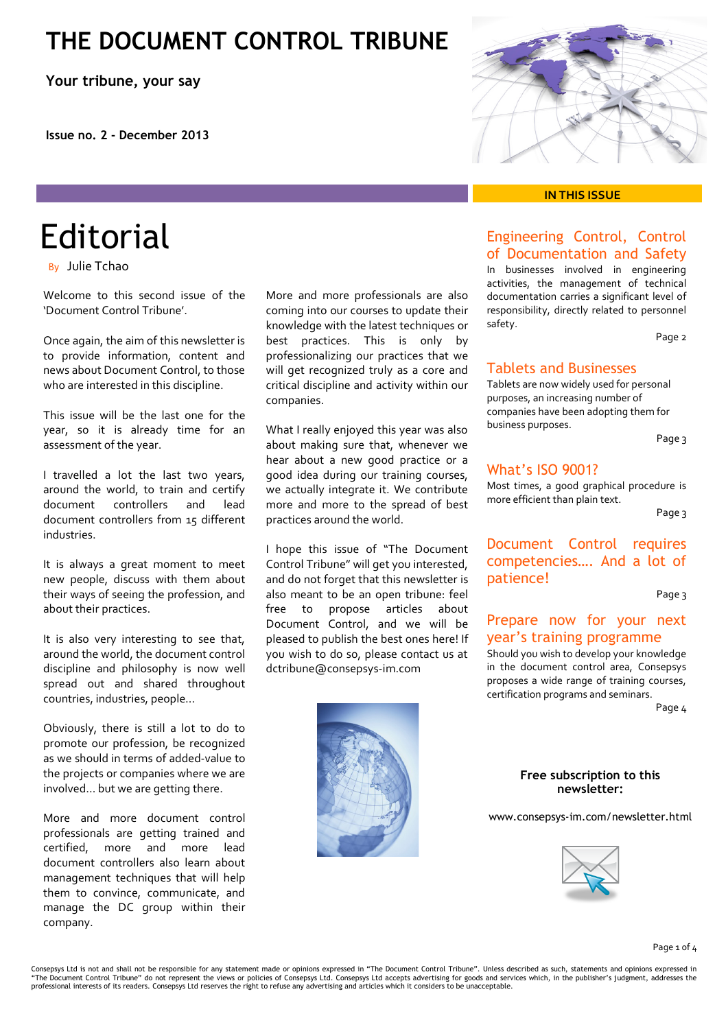# THE DOCUMENT CONTROL TRIBUNE

**Your tribune, your say**

**Issue no. 2 - December 2013**

## Editorial

By Julie Tchao

Welcome to this second issue of the 'Document Control Tribune'.

Once again, the aim of this newsletter is to provide information, content and news about Document Control, to those who are interested in this discipline.

This issue will be the last one for the year, so it is already time for an assessment of the year.

I travelled a lot the last two years, around the world, to train and certify document controllers and lead document controllers from 15 different industries.

It is always a great moment to meet new people, discuss with them about their ways of seeing the profession, and about their practices.

It is also very interesting to see that, around the world, the document control discipline and philosophy is now well spread out and shared throughout countries, industries, people...

Obviously, there is still a lot to do to promote our profession, be recognized as we should in terms of added-value to the projects or companies where we are involved... but we are getting there.

More and more document control professionals are getting trained and certified, more and more lead document controllers also learn about management techniques that will help them to convince, communicate, and manage the DC group within their company.

More and more professionals are also coming into our courses to update their knowledge with the latest techniques or best practices. This is only by professionalizing our practices that we will get recognized truly as a core and critical discipline and activity within our companies.

What I really enjoyed this year was also about making sure that, whenever we hear about a new good practice or a good idea during our training courses, we actually integrate it. We contribute more and more to the spread of best practices around the world.

I hope this issue of "The Document Control Tribune" will get you interested, and do not forget that this newsletter is also meant to be an open tribune: feel free to propose articles about Document Control, and we will be pleased to publish the best ones here! If you wish to do so, please contact us at dctribune@consepsys-im.com

## IN THIS ISSUE

### Engineering Control, Control of Documentation and Safety

In businesses involved in engineering activities, the management of technical documentation carries a significant level of responsibility, directly related to personnel safety.

Page 2

### Tablets and Businesses

Tablets are now widely used for personal purposes, an increasing number of companies have been adopting them for business purposes.

Page 3

### What's ISO 9001?

Most times, a good graphical procedure is more efficient than plain text.

Page 3

### Document Control requires competencies.... And a lot of patience!

Page 3

### Prepare now for your next year's training programme

Should you wish to develop your knowledge in the document control area, Consepsys proposes a wide range of training courses, certification programs and seminars.

Page 4

**Free subscription to this newsletter:**

www.consepsys-im.com/newsletter.html

Consepsys Ltd is not and shall not be responsible for any statement made or opinions expressed in "The Document Control Tribune". Unless described as such, statements and opinions expressed in "The Document Control Tribune" do not represent the views or policies of Consepsys Ltd. Consepsys Ltd accepts advertising for goods and services which, in the publisher's judgment, addresses the professional interests of its readers. Consepsys Ltd reserves the right to refuse any advertising and articles which it considers to be unacceptable.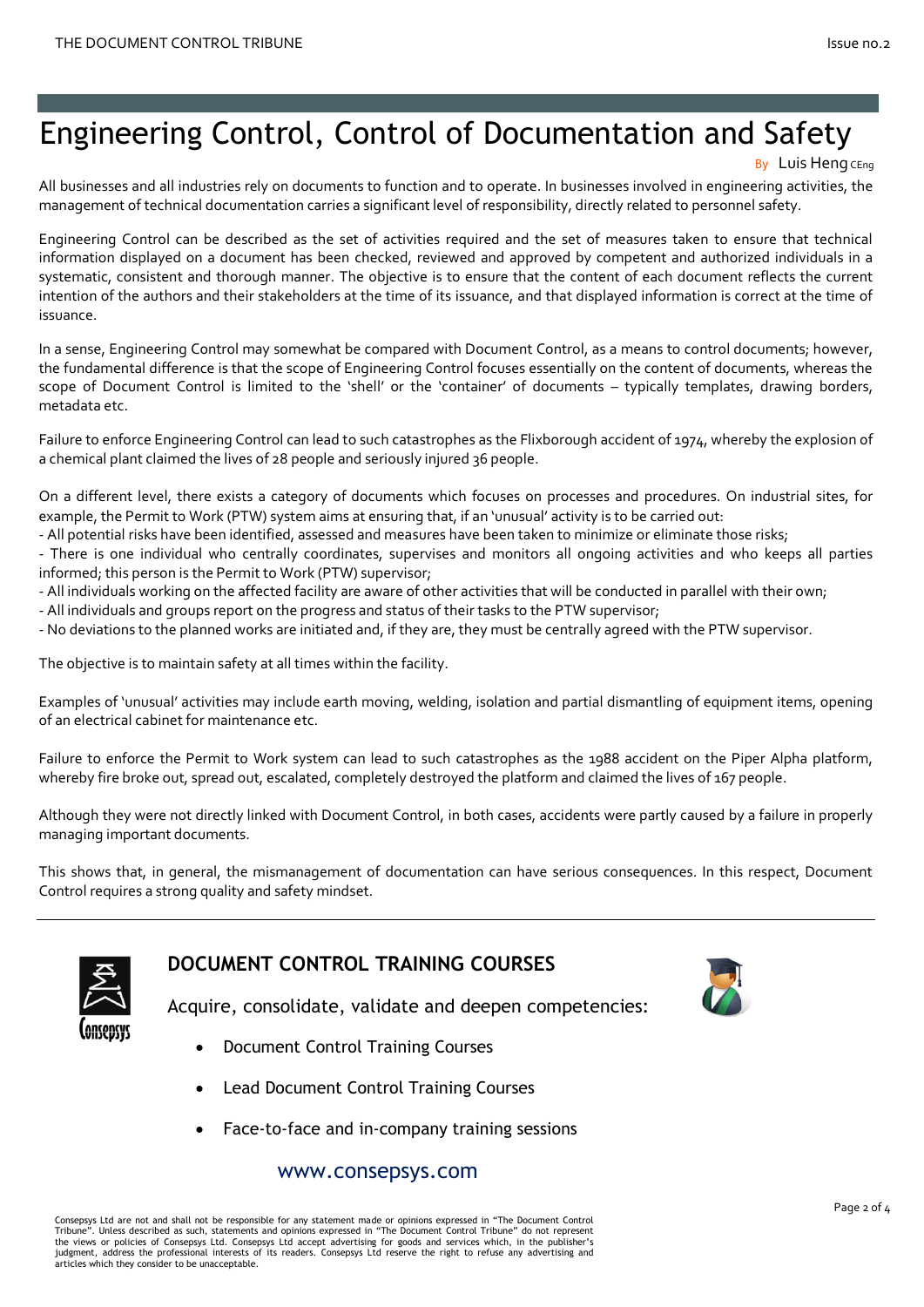# Engineering Control, Control of Documentation and Safety

By Luis Heng CEng

All businesses and all industries rely on documents to function and to operate. In businesses involved in engineering activities, the management of technical documentation carries a significant level of responsibility, directly related to personnel safety.

Engineering Control can be described as the set of activities required and the set of measures taken to ensure that technical information displayed on a document has been checked, reviewed and approved by competent and authorized individuals in a systematic, consistent and thorough manner. The objective is to ensure that the content of each document reflects the current intention of the authors and their stakeholders at the time of its issuance, and that displayed information is correct at the time of issuance.

In a sense, Engineering Control may somewhat be compared with Document Control, as a means to control documents; however, the fundamental difference is that the scope of Engineering Control focuses essentially on the content of documents, whereas the scope of Document Control is limited to the 'shell' or the 'container' of documents – typically templates, drawing borders, metadata etc.

Failure to enforce Engineering Control can lead to such catastrophes as the Flixborough accident of 1974, whereby the explosion of a chemical plant claimed the lives of 28 people and seriously injured 36 people.

On a different level, there exists a category of documents which focuses on processes and procedures. On industrial sites, for example, the Permit to Work (PTW) system aims at ensuring that, if an 'unusual' activity is to be carried out:

- All potential risks have been identified, assessed and measures have been taken to minimize or eliminate those risks;
- There is one individual who centrally coordinates, supervises and monitors all ongoing activities and who keeps all parties informed; this person is the Permit to Work (PTW) supervisor;
- All individuals working on the affected facility are aware of other activities that will be conducted in parallel with their own;
- All individuals and groups report on the progress and status of their tasks to the PTW supervisor;
- No deviations to the planned works are initiated and, if they are, they must be centrally agreed with the PTW supervisor.

The objective is to maintain safety at all times within the facility.

Examples of 'unusual' activities may include earth moving, welding, isolation and partial dismantling of equipment items, opening of an electrical cabinet for maintenance etc.

Failure to enforce the Permit to Work system can lead to such catastrophes as the 1988 accident on the Piper Alpha platform, whereby fire broke out, spread out, escalated, completely destroyed the platform and claimed the lives of 167 people.

Although they were not directly linked with Document Control, in both cases, accidents were partly caused by a failure in properly managing important documents.

This shows that, in general, the mismanagement of documentation can have serious consequences. In this respect, Document Control requires a strong quality and safety mindset.

---

## DOCUMENT CONTROL TRAINING COURSES

Acquire, consolidate, validate and deepen competencies:

- Document Control Training Courses
- Lead Document Control Training Courses
- Face-to-face and in-company training sessions

www.consepsys.com

Consepsys Ltd are not and shall not be responsible for any statement made or opinions expressed in "The Document Control Tribune". Unless described as such, statements and opinions expressed in "The Document Control Tribune" do not represent the views or policies of Consepsys Ltd. Consepsys Ltd accept advertising for goods and services which, in the publisher's judgment, address the professional interests of its readers. Consepsys Ltd reserve the right to refuse any advertising and articles which they consider to be unacceptable.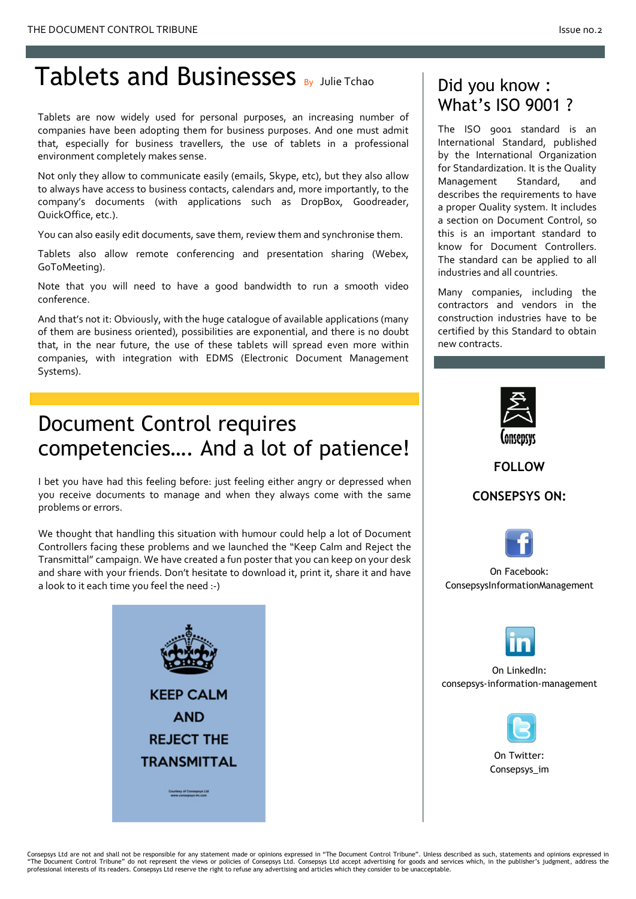# Tablets and Businesses By Julie Tchao

Tablets are now widely used for personal purposes, an increasing number of companies have been adopting them for business purposes. And one must admit that, especially for business travellers, the use of tablets in a professional environment completely makes sense.

Not only they allow to communicate easily (emails, Skype, etc), but they also allow to always have access to business contacts, calendars and, more importantly, to the company's documents (with applications such as DropBox, Goodreader, QuickOffice, etc.).

You can also easily edit documents, save them, review them and synchronise them.

Tablets also allow remote conferencing and presentation sharing (Webex, GoToMeeting).

Note that you will need to have a good bandwidth to run a smooth video conference.

And that's not it: Obviously, with the huge catalogue of available applications (many of them are business oriented), possibilities are exponential, and there is no doubt that, in the near future, the use of these tablets will spread even more within companies, with integration with EDMS (Electronic Document Management Systems).

# Document Control requires competencies…. And a lot of patience!

I bet you have had this feeling before: just feeling either angry or depressed when you receive documents to manage and when they always come with the same problems or errors.

We thought that handling this situation with humour could help a lot of Document Controllers facing these problems and we launched the "Keep Calm and Reject the Transmittal" campaign. We have created a fun poster that you can keep on your desk and share with your friends. Don't hesitate to download it, print it, share it and have a look to it each time you feel the need :-)

KEEP CALM

AND

REJECT THE

TRANSMITTAL

Courtesy of Consepsys Ltd
www.consepsys-im.com

## Did you know : What's ISO 9001 ?

The ISO 9001 standard is an International Standard, published by the International Organization for Standardization. It is the Quality Management Standard, and describes the requirements to have a proper Quality system. It includes a section on Document Control, so this is an important standard to know for Document Controllers. The standard can be applied to all industries and all countries.

Many companies, including the contractors and vendors in the construction industries have to be certified by this Standard to obtain new contracts.

Consepsys

**FOLLOW**

**CONSEPSYS ON:**

On Facebook: ConsepsysInformationManagement

On LinkedIn: consepsys-information-management

On Twitter: Consepsys_im

Consepsys Ltd are not and shall not be responsible for any statement made or opinions expressed in "The Document Control Tribune". Unless described as such, statements and opinions expressed in "The Document Control Tribune" do not represent the views or policies of Consepsys Ltd. Consepsys Ltd accept advertising for goods and services which, in the publisher's judgment, address the professional interests of its readers. Consepsys Ltd reserve the right to refuse any advertising and articles which they consider to be unacceptable.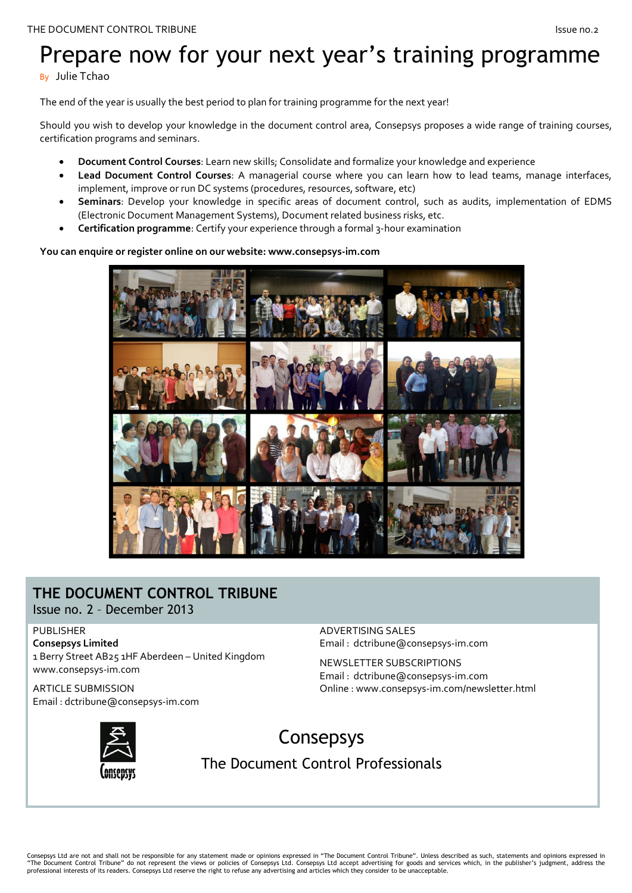# Prepare now for your next year's training programme

By Julie Tchao

The end of the year is usually the best period to plan for training programme for the next year!

Should you wish to develop your knowledge in the document control area, Consepsys proposes a wide range of training courses, certification programs and seminars.

- **Document Control Courses**: Learn new skills; Consolidate and formalize your knowledge and experience
- **Lead Document Control Courses**: A managerial course where you can learn how to lead teams, manage interfaces, implement, improve or run DC systems (procedures, resources, software, etc)
- **Seminars**: Develop your knowledge in specific areas of document control, such as audits, implementation of EDMS (Electronic Document Management Systems), Document related business risks, etc.
- **Certification programme**: Certify your experience through a formal 3-hour examination

**You can enquire or register online on our website: www.consepsys-im.com**

## THE DOCUMENT CONTROL TRIBUNE

Issue no. 2 - December 2013

PUBLISHER
**Consepsys Limited**
1 Berry Street AB25 1HF Aberdeen – United Kingdom
www.consepsys-im.com

ARTICLE SUBMISSION
Email : dctribune@consepsys-im.com

ADVERTISING SALES
Email : dctribune@consepsys-im.com

NEWSLETTER SUBSCRIPTIONS
Email : dctribune@consepsys-im.com
Online : www.consepsys-im.com/newsletter.html

Consepsys

The Document Control Professionals

Consepsys Ltd are not and shall not be responsible for any statement made or opinions expressed in "The Document Control Tribune". Unless described as such, statements and opinions expressed in "The Document Control Tribune" do not represent the views or policies of Consepsys Ltd. Consepsys Ltd accept advertising for goods and services which, in the publisher's judgment, address the professional interests of its readers. Consepsys Ltd reserve the right to refuse any advertising and articles which they consider to be unacceptable.